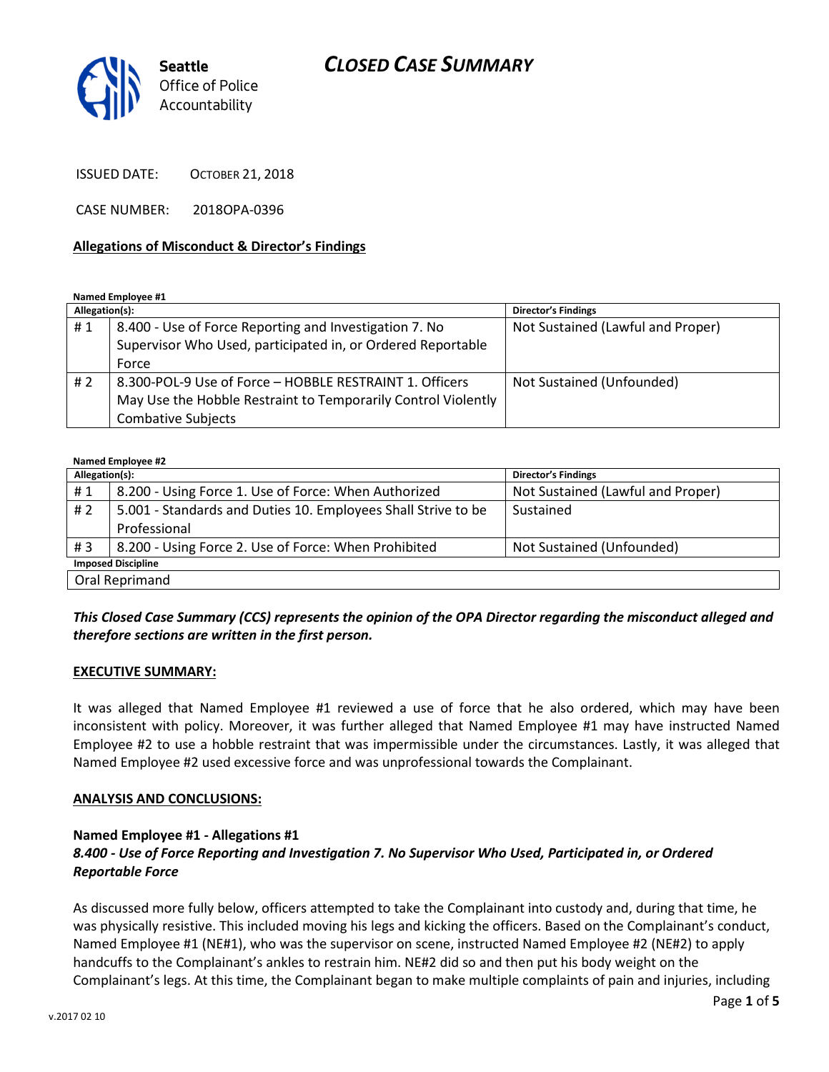# CLOSED CASE SUMMARY

Seattle Office of Police Accountability

ISSUED DATE: OCTOBER 21, 2018

CASE NUMBER: 2018OPA-0396

**Allegations of Misconduct & Director's Findings**

**Named Employee #1**

| Allegation(s): | | Director's Findings |
|---|---|---|
| # 1 | 8.400 - Use of Force Reporting and Investigation 7. No Supervisor Who Used, participated in, or Ordered Reportable Force | Not Sustained (Lawful and Proper) |
| # 2 | 8.300-POL-9 Use of Force – HOBBLE RESTRAINT 1. Officers May Use the Hobble Restraint to Temporarily Control Violently Combative Subjects | Not Sustained (Unfounded) |

**Named Employee #2**

| Allegation(s): | | Director's Findings |
|---|---|---|
| # 1 | 8.200 - Using Force 1. Use of Force: When Authorized | Not Sustained (Lawful and Proper) |
| # 2 | 5.001 - Standards and Duties 10. Employees Shall Strive to be Professional | Sustained |
| # 3 | 8.200 - Using Force 2. Use of Force: When Prohibited | Not Sustained (Unfounded) |
| **Imposed Discipline** | | |
| Oral Reprimand | | |

***This Closed Case Summary (CCS) represents the opinion of the OPA Director regarding the misconduct alleged and therefore sections are written in the first person.***

**EXECUTIVE SUMMARY:**

It was alleged that Named Employee #1 reviewed a use of force that he also ordered, which may have been inconsistent with policy. Moreover, it was further alleged that Named Employee #1 may have instructed Named Employee #2 to use a hobble restraint that was impermissible under the circumstances. Lastly, it was alleged that Named Employee #2 used excessive force and was unprofessional towards the Complainant.

**ANALYSIS AND CONCLUSIONS:**

**Named Employee #1 - Allegations #1**
***8.400 - Use of Force Reporting and Investigation 7. No Supervisor Who Used, Participated in, or Ordered Reportable Force***

As discussed more fully below, officers attempted to take the Complainant into custody and, during that time, he was physically resistive. This included moving his legs and kicking the officers. Based on the Complainant's conduct, Named Employee #1 (NE#1), who was the supervisor on scene, instructed Named Employee #2 (NE#2) to apply handcuffs to the Complainant's ankles to restrain him. NE#2 did so and then put his body weight on the Complainant's legs. At this time, the Complainant began to make multiple complaints of pain and injuries, including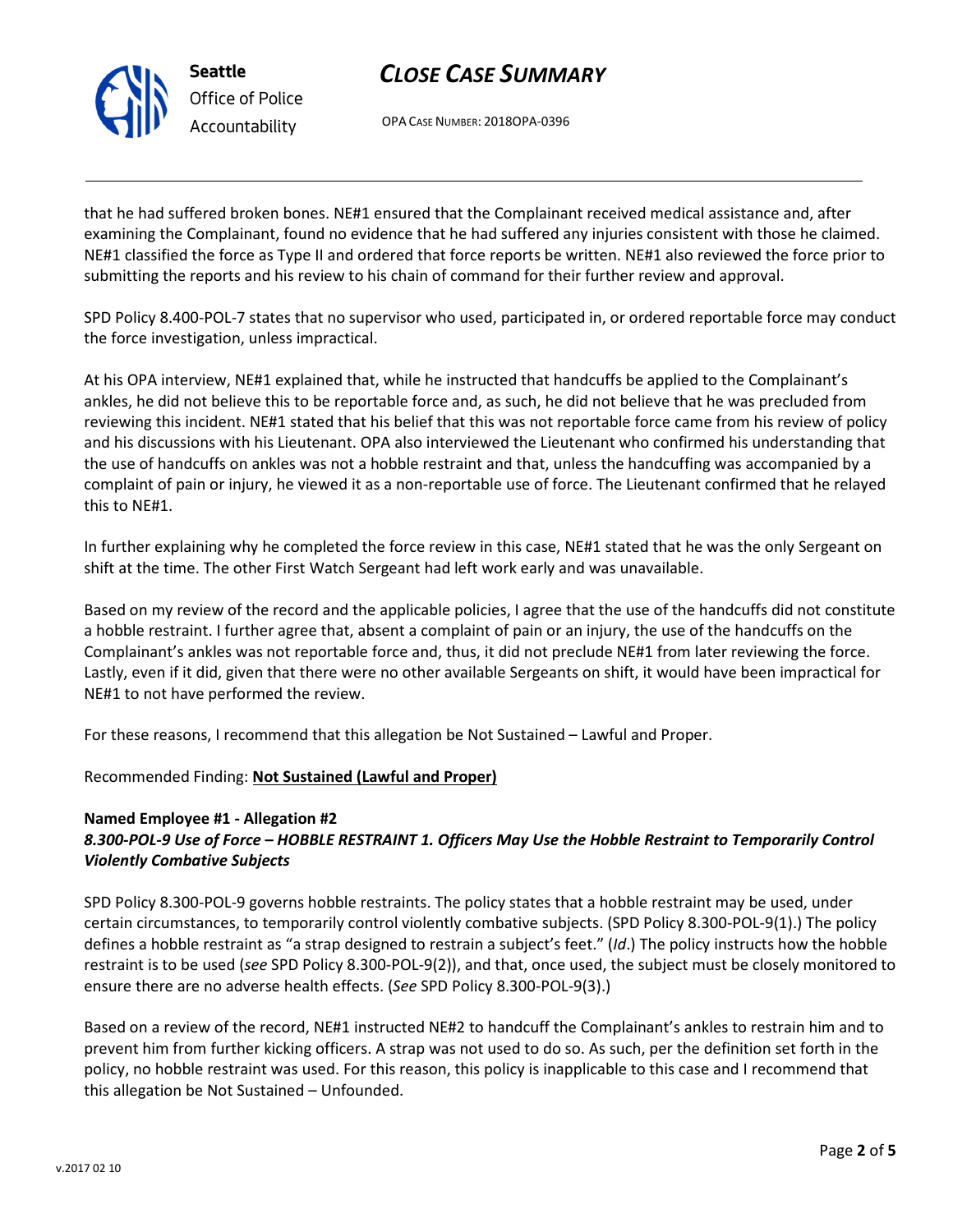that he had suffered broken bones. NE#1 ensured that the Complainant received medical assistance and, after examining the Complainant, found no evidence that he had suffered any injuries consistent with those he claimed. NE#1 classified the force as Type II and ordered that force reports be written. NE#1 also reviewed the force prior to submitting the reports and his review to his chain of command for their further review and approval.

SPD Policy 8.400-POL-7 states that no supervisor who used, participated in, or ordered reportable force may conduct the force investigation, unless impractical.

At his OPA interview, NE#1 explained that, while he instructed that handcuffs be applied to the Complainant's ankles, he did not believe this to be reportable force and, as such, he did not believe that he was precluded from reviewing this incident. NE#1 stated that his belief that this was not reportable force came from his review of policy and his discussions with his Lieutenant. OPA also interviewed the Lieutenant who confirmed his understanding that the use of handcuffs on ankles was not a hobble restraint and that, unless the handcuffing was accompanied by a complaint of pain or injury, he viewed it as a non-reportable use of force. The Lieutenant confirmed that he relayed this to NE#1.

In further explaining why he completed the force review in this case, NE#1 stated that he was the only Sergeant on shift at the time. The other First Watch Sergeant had left work early and was unavailable.

Based on my review of the record and the applicable policies, I agree that the use of the handcuffs did not constitute a hobble restraint. I further agree that, absent a complaint of pain or an injury, the use of the handcuffs on the Complainant's ankles was not reportable force and, thus, it did not preclude NE#1 from later reviewing the force. Lastly, even if it did, given that there were no other available Sergeants on shift, it would have been impractical for NE#1 to not have performed the review.

For these reasons, I recommend that this allegation be Not Sustained – Lawful and Proper.

Recommended Finding: **Not Sustained (Lawful and Proper)**

**Named Employee #1 - Allegation #2**
***8.300-POL-9 Use of Force – HOBBLE RESTRAINT 1. Officers May Use the Hobble Restraint to Temporarily Control Violently Combative Subjects***

SPD Policy 8.300-POL-9 governs hobble restraints. The policy states that a hobble restraint may be used, under certain circumstances, to temporarily control violently combative subjects. (SPD Policy 8.300-POL-9(1).) The policy defines a hobble restraint as "a strap designed to restrain a subject's feet." (*Id*.) The policy instructs how the hobble restraint is to be used (*see* SPD Policy 8.300-POL-9(2)), and that, once used, the subject must be closely monitored to ensure there are no adverse health effects. (*See* SPD Policy 8.300-POL-9(3).)

Based on a review of the record, NE#1 instructed NE#2 to handcuff the Complainant's ankles to restrain him and to prevent him from further kicking officers. A strap was not used to do so. As such, per the definition set forth in the policy, no hobble restraint was used. For this reason, this policy is inapplicable to this case and I recommend that this allegation be Not Sustained – Unfounded.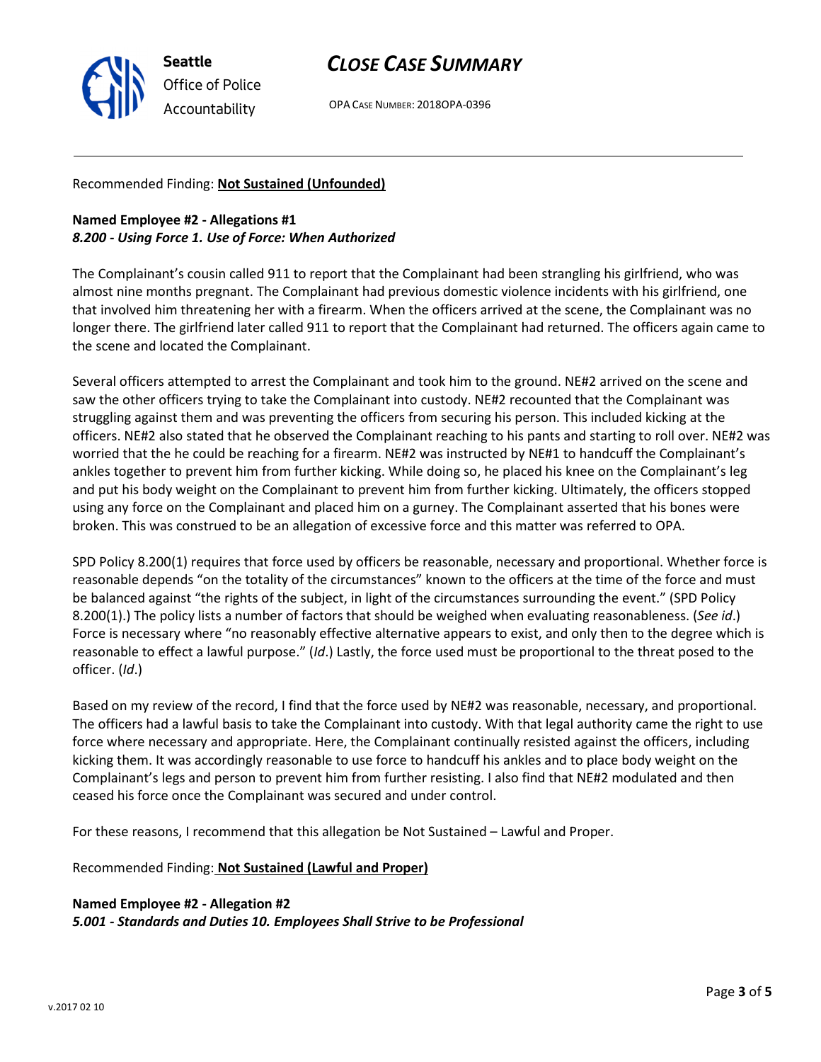Recommended Finding: **Not Sustained (Unfounded)**

**Named Employee #2 - Allegations #1**
***8.200 - Using Force 1. Use of Force: When Authorized***

The Complainant's cousin called 911 to report that the Complainant had been strangling his girlfriend, who was almost nine months pregnant. The Complainant had previous domestic violence incidents with his girlfriend, one that involved him threatening her with a firearm. When the officers arrived at the scene, the Complainant was no longer there. The girlfriend later called 911 to report that the Complainant had returned. The officers again came to the scene and located the Complainant.

Several officers attempted to arrest the Complainant and took him to the ground. NE#2 arrived on the scene and saw the other officers trying to take the Complainant into custody. NE#2 recounted that the Complainant was struggling against them and was preventing the officers from securing his person. This included kicking at the officers. NE#2 also stated that he observed the Complainant reaching to his pants and starting to roll over. NE#2 was worried that the he could be reaching for a firearm. NE#2 was instructed by NE#1 to handcuff the Complainant's ankles together to prevent him from further kicking. While doing so, he placed his knee on the Complainant's leg and put his body weight on the Complainant to prevent him from further kicking. Ultimately, the officers stopped using any force on the Complainant and placed him on a gurney. The Complainant asserted that his bones were broken. This was construed to be an allegation of excessive force and this matter was referred to OPA.

SPD Policy 8.200(1) requires that force used by officers be reasonable, necessary and proportional. Whether force is reasonable depends "on the totality of the circumstances" known to the officers at the time of the force and must be balanced against "the rights of the subject, in light of the circumstances surrounding the event." (SPD Policy 8.200(1).) The policy lists a number of factors that should be weighed when evaluating reasonableness. (*See id*.) Force is necessary where "no reasonably effective alternative appears to exist, and only then to the degree which is reasonable to effect a lawful purpose." (*Id*.) Lastly, the force used must be proportional to the threat posed to the officer. (*Id*.)

Based on my review of the record, I find that the force used by NE#2 was reasonable, necessary, and proportional. The officers had a lawful basis to take the Complainant into custody. With that legal authority came the right to use force where necessary and appropriate. Here, the Complainant continually resisted against the officers, including kicking them. It was accordingly reasonable to use force to handcuff his ankles and to place body weight on the Complainant's legs and person to prevent him from further resisting. I also find that NE#2 modulated and then ceased his force once the Complainant was secured and under control.

For these reasons, I recommend that this allegation be Not Sustained – Lawful and Proper.

Recommended Finding: **Not Sustained (Lawful and Proper)**

**Named Employee #2 - Allegation #2**
***5.001 - Standards and Duties 10. Employees Shall Strive to be Professional***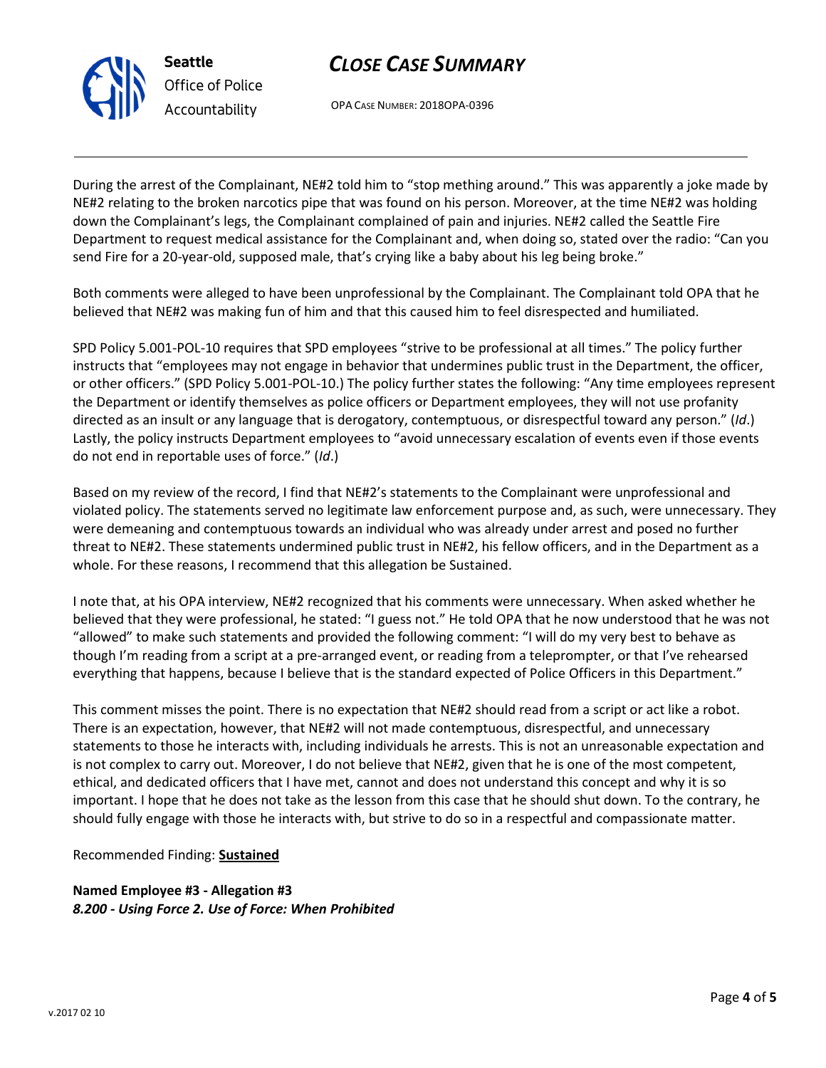During the arrest of the Complainant, NE#2 told him to "stop mething around." This was apparently a joke made by NE#2 relating to the broken narcotics pipe that was found on his person. Moreover, at the time NE#2 was holding down the Complainant's legs, the Complainant complained of pain and injuries. NE#2 called the Seattle Fire Department to request medical assistance for the Complainant and, when doing so, stated over the radio: "Can you send Fire for a 20-year-old, supposed male, that's crying like a baby about his leg being broke."

Both comments were alleged to have been unprofessional by the Complainant. The Complainant told OPA that he believed that NE#2 was making fun of him and that this caused him to feel disrespected and humiliated.

SPD Policy 5.001-POL-10 requires that SPD employees "strive to be professional at all times." The policy further instructs that "employees may not engage in behavior that undermines public trust in the Department, the officer, or other officers." (SPD Policy 5.001-POL-10.) The policy further states the following: "Any time employees represent the Department or identify themselves as police officers or Department employees, they will not use profanity directed as an insult or any language that is derogatory, contemptuous, or disrespectful toward any person." (*Id*.) Lastly, the policy instructs Department employees to "avoid unnecessary escalation of events even if those events do not end in reportable uses of force." (*Id*.)

Based on my review of the record, I find that NE#2's statements to the Complainant were unprofessional and violated policy. The statements served no legitimate law enforcement purpose and, as such, were unnecessary. They were demeaning and contemptuous towards an individual who was already under arrest and posed no further threat to NE#2. These statements undermined public trust in NE#2, his fellow officers, and in the Department as a whole. For these reasons, I recommend that this allegation be Sustained.

I note that, at his OPA interview, NE#2 recognized that his comments were unnecessary. When asked whether he believed that they were professional, he stated: "I guess not." He told OPA that he now understood that he was not "allowed" to make such statements and provided the following comment: "I will do my very best to behave as though I'm reading from a script at a pre-arranged event, or reading from a teleprompter, or that I've rehearsed everything that happens, because I believe that is the standard expected of Police Officers in this Department."

This comment misses the point. There is no expectation that NE#2 should read from a script or act like a robot. There is an expectation, however, that NE#2 will not made contemptuous, disrespectful, and unnecessary statements to those he interacts with, including individuals he arrests. This is not an unreasonable expectation and is not complex to carry out. Moreover, I do not believe that NE#2, given that he is one of the most competent, ethical, and dedicated officers that I have met, cannot and does not understand this concept and why it is so important. I hope that he does not take as the lesson from this case that he should shut down. To the contrary, he should fully engage with those he interacts with, but strive to do so in a respectful and compassionate matter.

Recommended Finding: **<u>Sustained</u>**

**Named Employee #3 - Allegation #3**
***8.200 - Using Force 2. Use of Force: When Prohibited***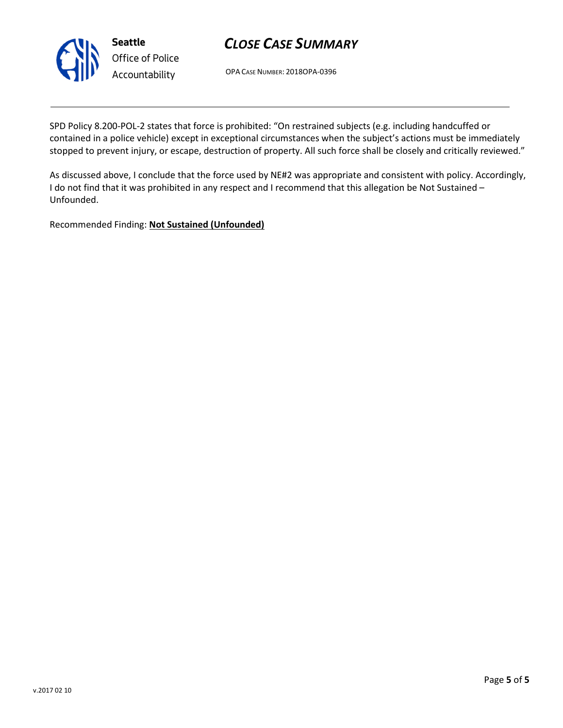SPD Policy 8.200-POL-2 states that force is prohibited: "On restrained subjects (e.g. including handcuffed or contained in a police vehicle) except in exceptional circumstances when the subject's actions must be immediately stopped to prevent injury, or escape, destruction of property. All such force shall be closely and critically reviewed."

As discussed above, I conclude that the force used by NE#2 was appropriate and consistent with policy. Accordingly, I do not find that it was prohibited in any respect and I recommend that this allegation be Not Sustained – Unfounded.

Recommended Finding: **Not Sustained (Unfounded)**